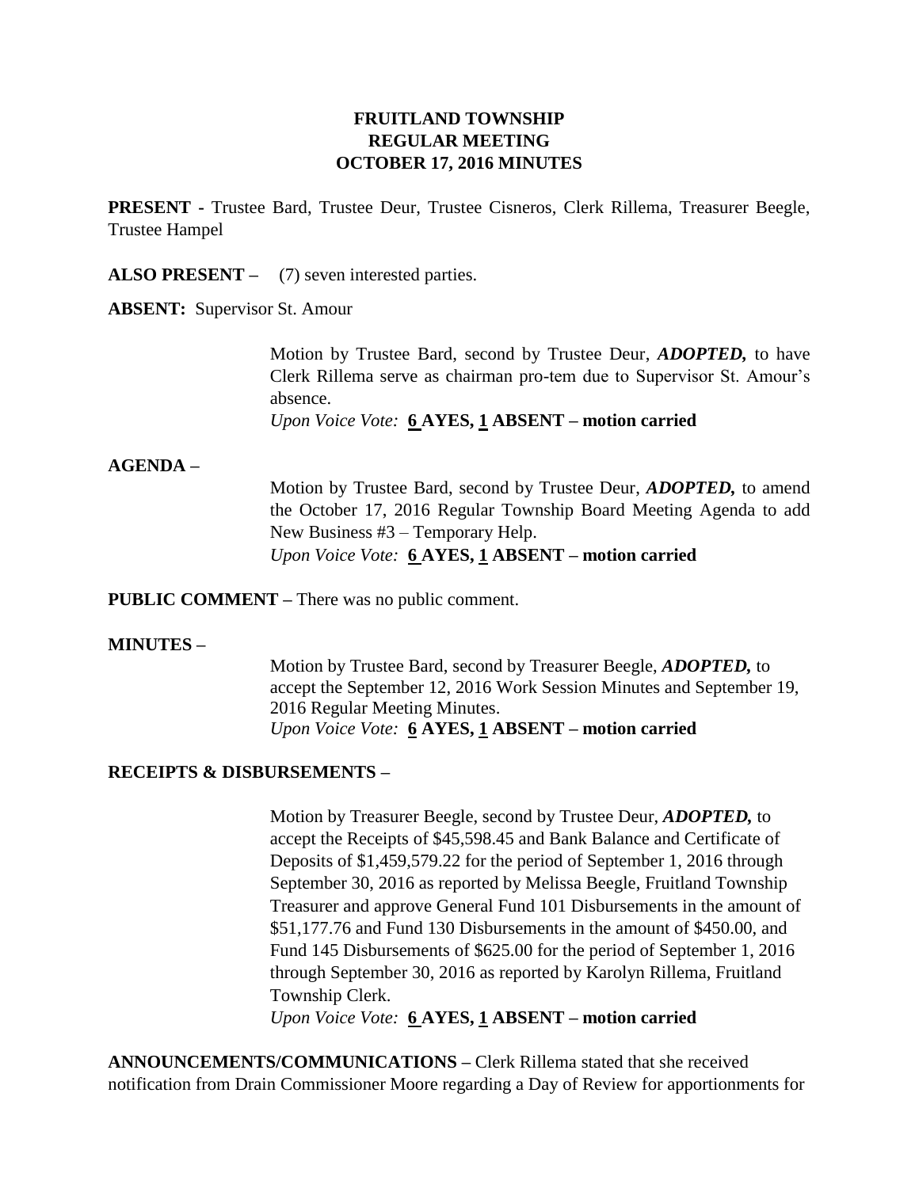**FRUITLAND TOWNSHIP**
**REGULAR MEETING**
**OCTOBER 17, 2016 MINUTES**

**PRESENT -** Trustee Bard, Trustee Deur, Trustee Cisneros, Clerk Rillema, Treasurer Beegle, Trustee Hampel

**ALSO PRESENT –** (7) seven interested parties.

**ABSENT:** Supervisor St. Amour

Motion by Trustee Bard, second by Trustee Deur, ***ADOPTED,*** to have Clerk Rillema serve as chairman pro-tem due to Supervisor St. Amour's absence.
*Upon Voice Vote:* **6 AYES, 1 ABSENT – motion carried**

**AGENDA –**

Motion by Trustee Bard, second by Trustee Deur, ***ADOPTED,*** to amend the October 17, 2016 Regular Township Board Meeting Agenda to add New Business #3 – Temporary Help.
*Upon Voice Vote:* **6 AYES, 1 ABSENT – motion carried**

**PUBLIC COMMENT –** There was no public comment.

**MINUTES –**

Motion by Trustee Bard, second by Treasurer Beegle, ***ADOPTED,*** to accept the September 12, 2016 Work Session Minutes and September 19, 2016 Regular Meeting Minutes.
*Upon Voice Vote:* **6 AYES, 1 ABSENT – motion carried**

**RECEIPTS & DISBURSEMENTS –**

Motion by Treasurer Beegle, second by Trustee Deur, ***ADOPTED,*** to accept the Receipts of $45,598.45 and Bank Balance and Certificate of Deposits of $1,459,579.22 for the period of September 1, 2016 through September 30, 2016 as reported by Melissa Beegle, Fruitland Township Treasurer and approve General Fund 101 Disbursements in the amount of $51,177.76 and Fund 130 Disbursements in the amount of $450.00, and Fund 145 Disbursements of $625.00 for the period of September 1, 2016 through September 30, 2016 as reported by Karolyn Rillema, Fruitland Township Clerk.
*Upon Voice Vote:* **6 AYES, 1 ABSENT – motion carried**

**ANNOUNCEMENTS/COMMUNICATIONS –** Clerk Rillema stated that she received notification from Drain Commissioner Moore regarding a Day of Review for apportionments for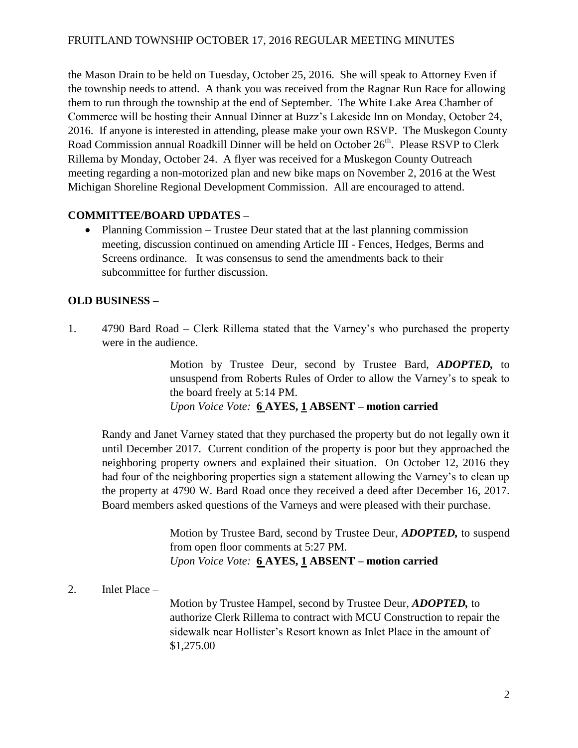the Mason Drain to be held on Tuesday, October 25, 2016. She will speak to Attorney Even if the township needs to attend. A thank you was received from the Ragnar Run Race for allowing them to run through the township at the end of September. The White Lake Area Chamber of Commerce will be hosting their Annual Dinner at Buzz's Lakeside Inn on Monday, October 24, 2016. If anyone is interested in attending, please make your own RSVP. The Muskegon County Road Commission annual Roadkill Dinner will be held on October 26th. Please RSVP to Clerk Rillema by Monday, October 24. A flyer was received for a Muskegon County Outreach meeting regarding a non-motorized plan and new bike maps on November 2, 2016 at the West Michigan Shoreline Regional Development Commission. All are encouraged to attend.

**COMMITTEE/BOARD UPDATES –**

- Planning Commission – Trustee Deur stated that at the last planning commission meeting, discussion continued on amending Article III - Fences, Hedges, Berms and Screens ordinance. It was consensus to send the amendments back to their subcommittee for further discussion.

**OLD BUSINESS –**

1. 4790 Bard Road – Clerk Rillema stated that the Varney's who purchased the property were in the audience.

   > Motion by Trustee Deur, second by Trustee Bard, ***ADOPTED,*** to unsuspend from Roberts Rules of Order to allow the Varney's to speak to the board freely at 5:14 PM.
   > *Upon Voice Vote:* **6 AYES, 1 ABSENT – motion carried**

   Randy and Janet Varney stated that they purchased the property but do not legally own it until December 2017. Current condition of the property is poor but they approached the neighboring property owners and explained their situation. On October 12, 2016 they had four of the neighboring properties sign a statement allowing the Varney's to clean up the property at 4790 W. Bard Road once they received a deed after December 16, 2017. Board members asked questions of the Varneys and were pleased with their purchase.

   > Motion by Trustee Bard, second by Trustee Deur, ***ADOPTED,*** to suspend from open floor comments at 5:27 PM.
   > *Upon Voice Vote:* **6 AYES, 1 ABSENT – motion carried**

2. Inlet Place –

   > Motion by Trustee Hampel, second by Trustee Deur, ***ADOPTED,*** to authorize Clerk Rillema to contract with MCU Construction to repair the sidewalk near Hollister's Resort known as Inlet Place in the amount of $1,275.00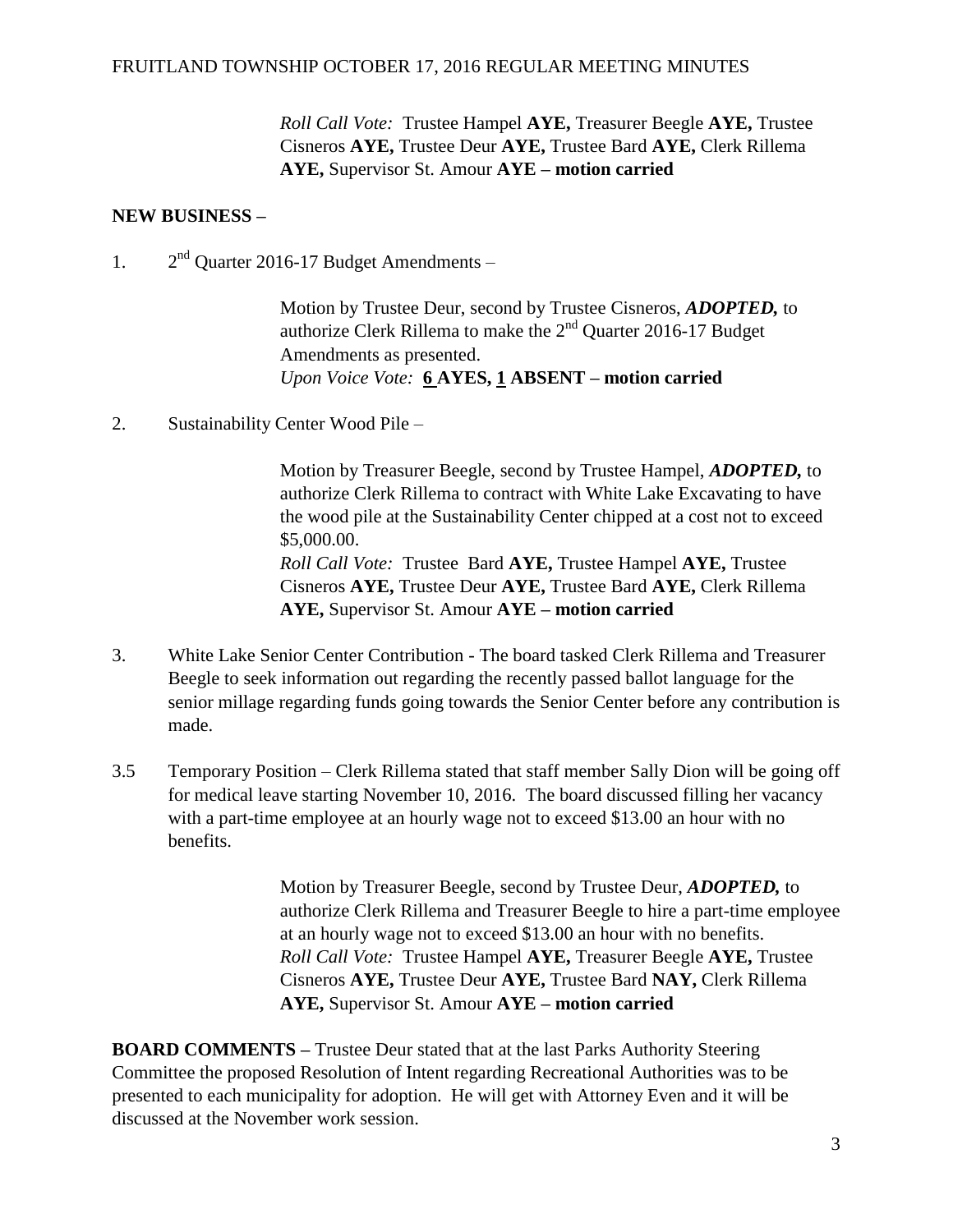*Roll Call Vote:* Trustee Hampel **AYE,** Treasurer Beegle **AYE,** Trustee Cisneros **AYE,** Trustee Deur **AYE,** Trustee Bard **AYE,** Clerk Rillema **AYE,** Supervisor St. Amour **AYE – motion carried**

**NEW BUSINESS –**

1. 2nd Quarter 2016-17 Budget Amendments –

   Motion by Trustee Deur, second by Trustee Cisneros, ***ADOPTED,*** to authorize Clerk Rillema to make the 2nd Quarter 2016-17 Budget Amendments as presented.
   *Upon Voice Vote:* **6 AYES, 1 ABSENT – motion carried**

2. Sustainability Center Wood Pile –

   Motion by Treasurer Beegle, second by Trustee Hampel, ***ADOPTED,*** to authorize Clerk Rillema to contract with White Lake Excavating to have the wood pile at the Sustainability Center chipped at a cost not to exceed $5,000.00.
   *Roll Call Vote:* Trustee Bard **AYE,** Trustee Hampel **AYE,** Trustee Cisneros **AYE,** Trustee Deur **AYE,** Trustee Bard **AYE,** Clerk Rillema **AYE,** Supervisor St. Amour **AYE – motion carried**

3. White Lake Senior Center Contribution - The board tasked Clerk Rillema and Treasurer Beegle to seek information out regarding the recently passed ballot language for the senior millage regarding funds going towards the Senior Center before any contribution is made.

3.5 Temporary Position – Clerk Rillema stated that staff member Sally Dion will be going off for medical leave starting November 10, 2016. The board discussed filling her vacancy with a part-time employee at an hourly wage not to exceed $13.00 an hour with no benefits.

   Motion by Treasurer Beegle, second by Trustee Deur, ***ADOPTED,*** to authorize Clerk Rillema and Treasurer Beegle to hire a part-time employee at an hourly wage not to exceed $13.00 an hour with no benefits.
   *Roll Call Vote:* Trustee Hampel **AYE,** Treasurer Beegle **AYE,** Trustee Cisneros **AYE,** Trustee Deur **AYE,** Trustee Bard **NAY,** Clerk Rillema **AYE,** Supervisor St. Amour **AYE – motion carried**

**BOARD COMMENTS –** Trustee Deur stated that at the last Parks Authority Steering Committee the proposed Resolution of Intent regarding Recreational Authorities was to be presented to each municipality for adoption. He will get with Attorney Even and it will be discussed at the November work session.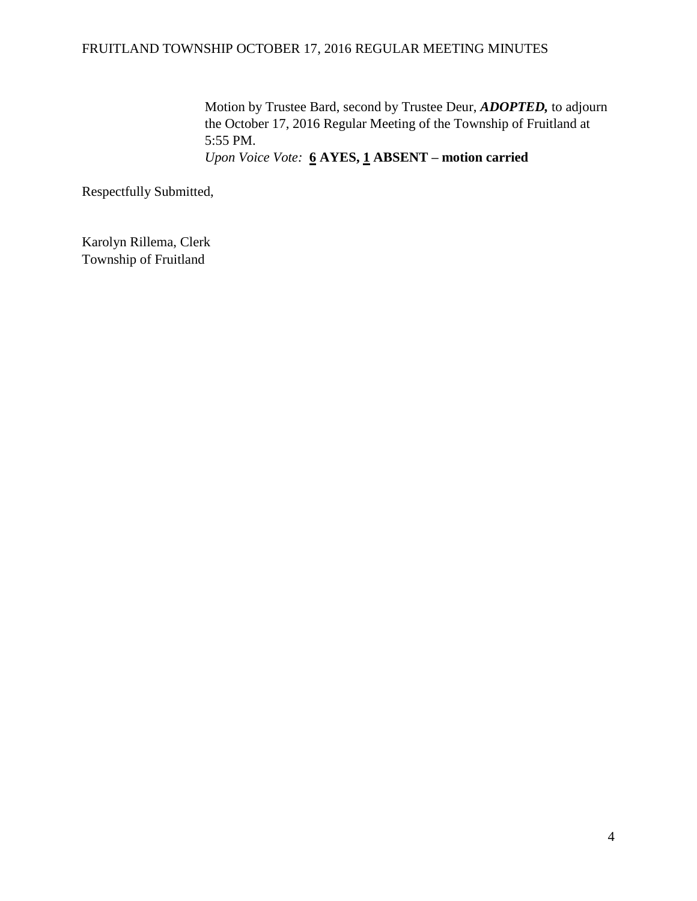Motion by Trustee Bard, second by Trustee Deur, ***ADOPTED,*** to adjourn the October 17, 2016 Regular Meeting of the Township of Fruitland at 5:55 PM.
*Upon Voice Vote:* **6 AYES, 1 ABSENT – motion carried**

Respectfully Submitted,

Karolyn Rillema, Clerk
Township of Fruitland